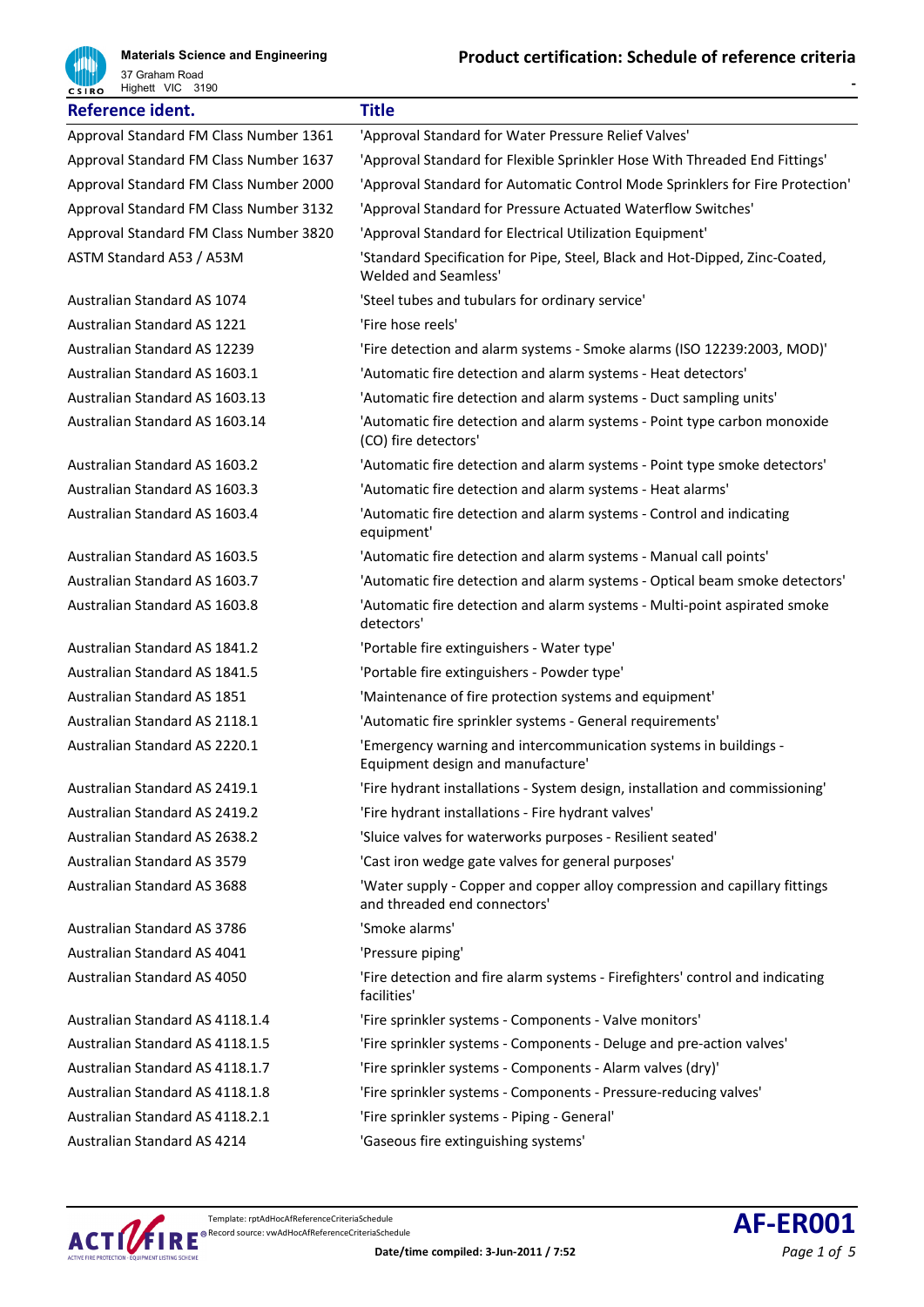# Product certification: Schedule of reference criteria

| Reference ident. | Title |
|---|---|
| Approval Standard FM Class Number 1361 | 'Approval Standard for Water Pressure Relief Valves' |
| Approval Standard FM Class Number 1637 | 'Approval Standard for Flexible Sprinkler Hose With Threaded End Fittings' |
| Approval Standard FM Class Number 2000 | 'Approval Standard for Automatic Control Mode Sprinklers for Fire Protection' |
| Approval Standard FM Class Number 3132 | 'Approval Standard for Pressure Actuated Waterflow Switches' |
| Approval Standard FM Class Number 3820 | 'Approval Standard for Electrical Utilization Equipment' |
| ASTM Standard A53 / A53M | 'Standard Specification for Pipe, Steel, Black and Hot-Dipped, Zinc-Coated, Welded and Seamless' |
| Australian Standard AS 1074 | 'Steel tubes and tubulars for ordinary service' |
| Australian Standard AS 1221 | 'Fire hose reels' |
| Australian Standard AS 12239 | 'Fire detection and alarm systems - Smoke alarms (ISO 12239:2003, MOD)' |
| Australian Standard AS 1603.1 | 'Automatic fire detection and alarm systems - Heat detectors' |
| Australian Standard AS 1603.13 | 'Automatic fire detection and alarm systems - Duct sampling units' |
| Australian Standard AS 1603.14 | 'Automatic fire detection and alarm systems - Point type carbon monoxide (CO) fire detectors' |
| Australian Standard AS 1603.2 | 'Automatic fire detection and alarm systems - Point type smoke detectors' |
| Australian Standard AS 1603.3 | 'Automatic fire detection and alarm systems - Heat alarms' |
| Australian Standard AS 1603.4 | 'Automatic fire detection and alarm systems - Control and indicating equipment' |
| Australian Standard AS 1603.5 | 'Automatic fire detection and alarm systems - Manual call points' |
| Australian Standard AS 1603.7 | 'Automatic fire detection and alarm systems - Optical beam smoke detectors' |
| Australian Standard AS 1603.8 | 'Automatic fire detection and alarm systems - Multi-point aspirated smoke detectors' |
| Australian Standard AS 1841.2 | 'Portable fire extinguishers - Water type' |
| Australian Standard AS 1841.5 | 'Portable fire extinguishers - Powder type' |
| Australian Standard AS 1851 | 'Maintenance of fire protection systems and equipment' |
| Australian Standard AS 2118.1 | 'Automatic fire sprinkler systems - General requirements' |
| Australian Standard AS 2220.1 | 'Emergency warning and intercommunication systems in buildings - Equipment design and manufacture' |
| Australian Standard AS 2419.1 | 'Fire hydrant installations - System design, installation and commissioning' |
| Australian Standard AS 2419.2 | 'Fire hydrant installations - Fire hydrant valves' |
| Australian Standard AS 2638.2 | 'Sluice valves for waterworks purposes - Resilient seated' |
| Australian Standard AS 3579 | 'Cast iron wedge gate valves for general purposes' |
| Australian Standard AS 3688 | 'Water supply - Copper and copper alloy compression and capillary fittings and threaded end connectors' |
| Australian Standard AS 3786 | 'Smoke alarms' |
| Australian Standard AS 4041 | 'Pressure piping' |
| Australian Standard AS 4050 | 'Fire detection and fire alarm systems - Firefighters' control and indicating facilities' |
| Australian Standard AS 4118.1.4 | 'Fire sprinkler systems - Components - Valve monitors' |
| Australian Standard AS 4118.1.5 | 'Fire sprinkler systems - Components - Deluge and pre-action valves' |
| Australian Standard AS 4118.1.7 | 'Fire sprinkler systems - Components - Alarm valves (dry)' |
| Australian Standard AS 4118.1.8 | 'Fire sprinkler systems - Components - Pressure-reducing valves' |
| Australian Standard AS 4118.2.1 | 'Fire sprinkler systems - Piping - General' |
| Australian Standard AS 4214 | 'Gaseous fire extinguishing systems' |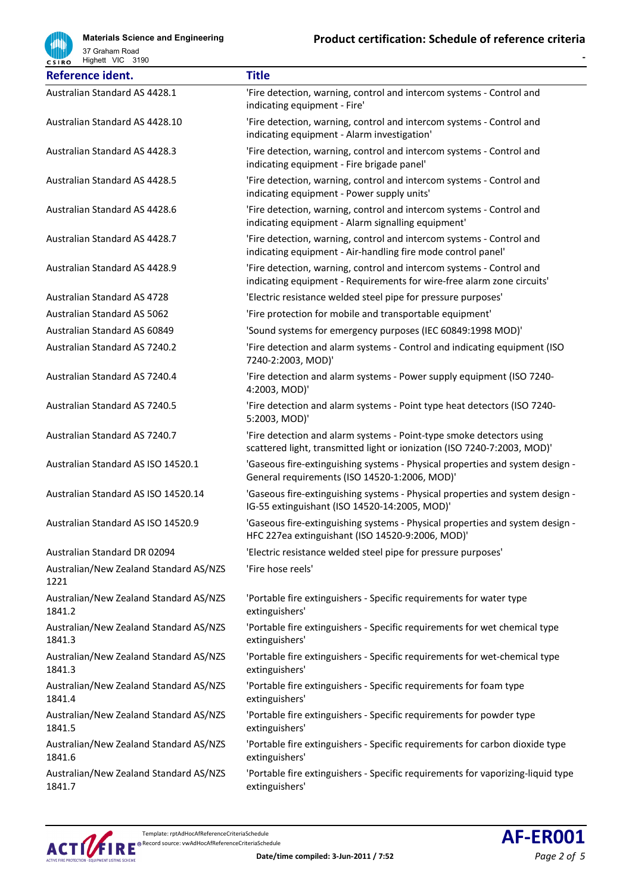| Reference ident. | Title |
| --- | --- |
| Australian Standard AS 4428.1 | 'Fire detection, warning, control and intercom systems - Control and indicating equipment - Fire' |
| Australian Standard AS 4428.10 | 'Fire detection, warning, control and intercom systems - Control and indicating equipment - Alarm investigation' |
| Australian Standard AS 4428.3 | 'Fire detection, warning, control and intercom systems - Control and indicating equipment - Fire brigade panel' |
| Australian Standard AS 4428.5 | 'Fire detection, warning, control and intercom systems - Control and indicating equipment - Power supply units' |
| Australian Standard AS 4428.6 | 'Fire detection, warning, control and intercom systems - Control and indicating equipment - Alarm signalling equipment' |
| Australian Standard AS 4428.7 | 'Fire detection, warning, control and intercom systems - Control and indicating equipment - Air-handling fire mode control panel' |
| Australian Standard AS 4428.9 | 'Fire detection, warning, control and intercom systems - Control and indicating equipment - Requirements for wire-free alarm zone circuits' |
| Australian Standard AS 4728 | 'Electric resistance welded steel pipe for pressure purposes' |
| Australian Standard AS 5062 | 'Fire protection for mobile and transportable equipment' |
| Australian Standard AS 60849 | 'Sound systems for emergency purposes (IEC 60849:1998 MOD)' |
| Australian Standard AS 7240.2 | 'Fire detection and alarm systems - Control and indicating equipment (ISO 7240-2:2003, MOD)' |
| Australian Standard AS 7240.4 | 'Fire detection and alarm systems - Power supply equipment (ISO 7240-4:2003, MOD)' |
| Australian Standard AS 7240.5 | 'Fire detection and alarm systems - Point type heat detectors (ISO 7240-5:2003, MOD)' |
| Australian Standard AS 7240.7 | 'Fire detection and alarm systems - Point-type smoke detectors using scattered light, transmitted light or ionization (ISO 7240-7:2003, MOD)' |
| Australian Standard AS ISO 14520.1 | 'Gaseous fire-extinguishing systems - Physical properties and system design - General requirements (ISO 14520-1:2006, MOD)' |
| Australian Standard AS ISO 14520.14 | 'Gaseous fire-extinguishing systems - Physical properties and system design - IG-55 extinguishant (ISO 14520-14:2005, MOD)' |
| Australian Standard AS ISO 14520.9 | 'Gaseous fire-extinguishing systems - Physical properties and system design - HFC 227ea extinguishant (ISO 14520-9:2006, MOD)' |
| Australian Standard DR 02094 | 'Electric resistance welded steel pipe for pressure purposes' |
| Australian/New Zealand Standard AS/NZS 1221 | 'Fire hose reels' |
| Australian/New Zealand Standard AS/NZS 1841.2 | 'Portable fire extinguishers - Specific requirements for water type extinguishers' |
| Australian/New Zealand Standard AS/NZS 1841.3 | 'Portable fire extinguishers - Specific requirements for wet chemical type extinguishers' |
| Australian/New Zealand Standard AS/NZS 1841.3 | 'Portable fire extinguishers - Specific requirements for wet-chemical type extinguishers' |
| Australian/New Zealand Standard AS/NZS 1841.4 | 'Portable fire extinguishers - Specific requirements for foam type extinguishers' |
| Australian/New Zealand Standard AS/NZS 1841.5 | 'Portable fire extinguishers - Specific requirements for powder type extinguishers' |
| Australian/New Zealand Standard AS/NZS 1841.6 | 'Portable fire extinguishers - Specific requirements for carbon dioxide type extinguishers' |
| Australian/New Zealand Standard AS/NZS 1841.7 | 'Portable fire extinguishers - Specific requirements for vaporizing-liquid type extinguishers' |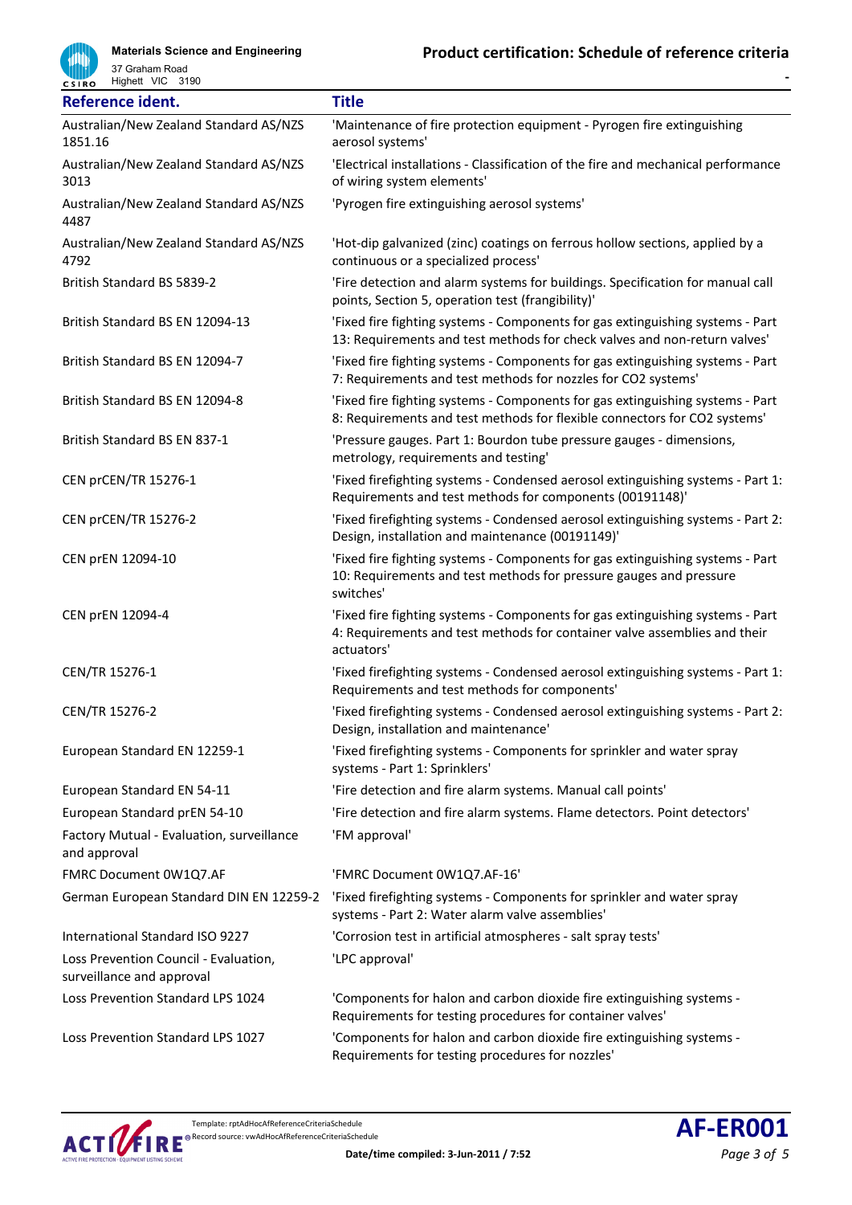| Reference ident. | Title |
|---|---|
| Australian/New Zealand Standard AS/NZS 1851.16 | 'Maintenance of fire protection equipment - Pyrogen fire extinguishing aerosol systems' |
| Australian/New Zealand Standard AS/NZS 3013 | 'Electrical installations - Classification of the fire and mechanical performance of wiring system elements' |
| Australian/New Zealand Standard AS/NZS 4487 | 'Pyrogen fire extinguishing aerosol systems' |
| Australian/New Zealand Standard AS/NZS 4792 | 'Hot-dip galvanized (zinc) coatings on ferrous hollow sections, applied by a continuous or a specialized process' |
| British Standard BS 5839-2 | 'Fire detection and alarm systems for buildings. Specification for manual call points, Section 5, operation test (frangibility)' |
| British Standard BS EN 12094-13 | 'Fixed fire fighting systems - Components for gas extinguishing systems - Part 13: Requirements and test methods for check valves and non-return valves' |
| British Standard BS EN 12094-7 | 'Fixed fire fighting systems - Components for gas extinguishing systems - Part 7: Requirements and test methods for nozzles for CO2 systems' |
| British Standard BS EN 12094-8 | 'Fixed fire fighting systems - Components for gas extinguishing systems - Part 8: Requirements and test methods for flexible connectors for CO2 systems' |
| British Standard BS EN 837-1 | 'Pressure gauges. Part 1: Bourdon tube pressure gauges - dimensions, metrology, requirements and testing' |
| CEN prCEN/TR 15276-1 | 'Fixed firefighting systems - Condensed aerosol extinguishing systems - Part 1: Requirements and test methods for components (00191148)' |
| CEN prCEN/TR 15276-2 | 'Fixed firefighting systems - Condensed aerosol extinguishing systems - Part 2: Design, installation and maintenance (00191149)' |
| CEN prEN 12094-10 | 'Fixed fire fighting systems - Components for gas extinguishing systems - Part 10: Requirements and test methods for pressure gauges and pressure switches' |
| CEN prEN 12094-4 | 'Fixed fire fighting systems - Components for gas extinguishing systems - Part 4: Requirements and test methods for container valve assemblies and their actuators' |
| CEN/TR 15276-1 | 'Fixed firefighting systems - Condensed aerosol extinguishing systems - Part 1: Requirements and test methods for components' |
| CEN/TR 15276-2 | 'Fixed firefighting systems - Condensed aerosol extinguishing systems - Part 2: Design, installation and maintenance' |
| European Standard EN 12259-1 | 'Fixed firefighting systems - Components for sprinkler and water spray systems - Part 1: Sprinklers' |
| European Standard EN 54-11 | 'Fire detection and fire alarm systems. Manual call points' |
| European Standard prEN 54-10 | 'Fire detection and fire alarm systems. Flame detectors. Point detectors' |
| Factory Mutual - Evaluation, surveillance and approval | 'FM approval' |
| FMRC Document 0W1Q7.AF | 'FMRC Document 0W1Q7.AF-16' |
| German European Standard DIN EN 12259-2 | 'Fixed firefighting systems - Components for sprinkler and water spray systems - Part 2: Water alarm valve assemblies' |
| International Standard ISO 9227 | 'Corrosion test in artificial atmospheres - salt spray tests' |
| Loss Prevention Council - Evaluation, surveillance and approval | 'LPC approval' |
| Loss Prevention Standard LPS 1024 | 'Components for halon and carbon dioxide fire extinguishing systems - Requirements for testing procedures for container valves' |
| Loss Prevention Standard LPS 1027 | 'Components for halon and carbon dioxide fire extinguishing systems - Requirements for testing procedures for nozzles' |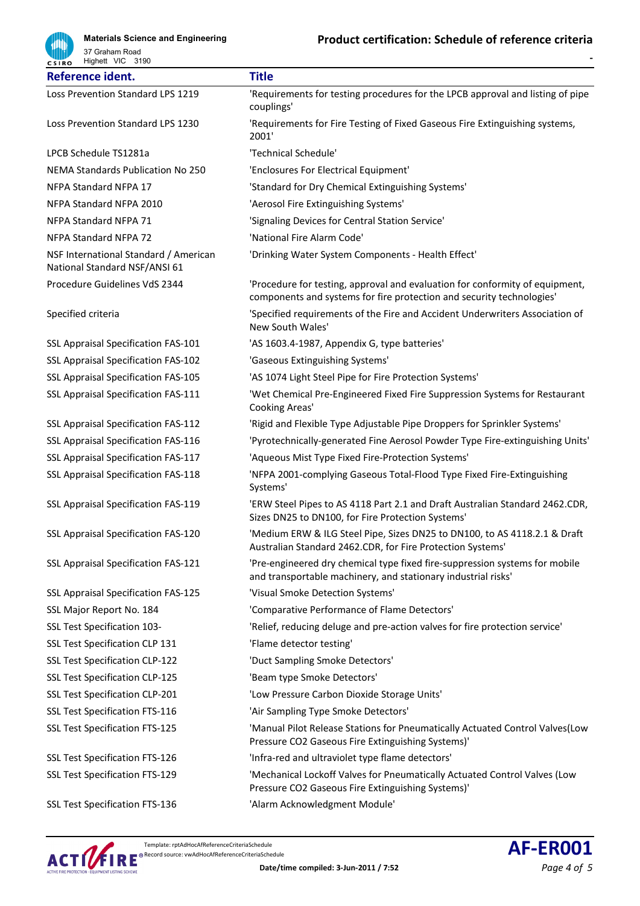| Reference ident. | Title |
|---|---|
| Loss Prevention Standard LPS 1219 | 'Requirements for testing procedures for the LPCB approval and listing of pipe couplings' |
| Loss Prevention Standard LPS 1230 | 'Requirements for Fire Testing of Fixed Gaseous Fire Extinguishing systems, 2001' |
| LPCB Schedule TS1281a | 'Technical Schedule' |
| NEMA Standards Publication No 250 | 'Enclosures For Electrical Equipment' |
| NFPA Standard NFPA 17 | 'Standard for Dry Chemical Extinguishing Systems' |
| NFPA Standard NFPA 2010 | 'Aerosol Fire Extinguishing Systems' |
| NFPA Standard NFPA 71 | 'Signaling Devices for Central Station Service' |
| NFPA Standard NFPA 72 | 'National Fire Alarm Code' |
| NSF International Standard / American National Standard NSF/ANSI 61 | 'Drinking Water System Components - Health Effect' |
| Procedure Guidelines VdS 2344 | 'Procedure for testing, approval and evaluation for conformity of equipment, components and systems for fire protection and security technologies' |
| Specified criteria | 'Specified requirements of the Fire and Accident Underwriters Association of New South Wales' |
| SSL Appraisal Specification FAS-101 | 'AS 1603.4-1987, Appendix G, type batteries' |
| SSL Appraisal Specification FAS-102 | 'Gaseous Extinguishing Systems' |
| SSL Appraisal Specification FAS-105 | 'AS 1074 Light Steel Pipe for Fire Protection Systems' |
| SSL Appraisal Specification FAS-111 | 'Wet Chemical Pre-Engineered Fixed Fire Suppression Systems for Restaurant Cooking Areas' |
| SSL Appraisal Specification FAS-112 | 'Rigid and Flexible Type Adjustable Pipe Droppers for Sprinkler Systems' |
| SSL Appraisal Specification FAS-116 | 'Pyrotechnically-generated Fine Aerosol Powder Type Fire-extinguishing Units' |
| SSL Appraisal Specification FAS-117 | 'Aqueous Mist Type Fixed Fire-Protection Systems' |
| SSL Appraisal Specification FAS-118 | 'NFPA 2001-complying Gaseous Total-Flood Type Fixed Fire-Extinguishing Systems' |
| SSL Appraisal Specification FAS-119 | 'ERW Steel Pipes to AS 4118 Part 2.1 and Draft Australian Standard 2462.CDR, Sizes DN25 to DN100, for Fire Protection Systems' |
| SSL Appraisal Specification FAS-120 | 'Medium ERW & ILG Steel Pipe, Sizes DN25 to DN100, to AS 4118.2.1 & Draft Australian Standard 2462.CDR, for Fire Protection Systems' |
| SSL Appraisal Specification FAS-121 | 'Pre-engineered dry chemical type fixed fire-suppression systems for mobile and transportable machinery, and stationary industrial risks' |
| SSL Appraisal Specification FAS-125 | 'Visual Smoke Detection Systems' |
| SSL Major Report No. 184 | 'Comparative Performance of Flame Detectors' |
| SSL Test Specification 103- | 'Relief, reducing deluge and pre-action valves for fire protection service' |
| SSL Test Specification CLP 131 | 'Flame detector testing' |
| SSL Test Specification CLP-122 | 'Duct Sampling Smoke Detectors' |
| SSL Test Specification CLP-125 | 'Beam type Smoke Detectors' |
| SSL Test Specification CLP-201 | 'Low Pressure Carbon Dioxide Storage Units' |
| SSL Test Specification FTS-116 | 'Air Sampling Type Smoke Detectors' |
| SSL Test Specification FTS-125 | 'Manual Pilot Release Stations for Pneumatically Actuated Control Valves(Low Pressure CO2 Gaseous Fire Extinguishing Systems)' |
| SSL Test Specification FTS-126 | 'Infra-red and ultraviolet type flame detectors' |
| SSL Test Specification FTS-129 | 'Mechanical Lockoff Valves for Pneumatically Actuated Control Valves (Low Pressure CO2 Gaseous Fire Extinguishing Systems)' |
| SSL Test Specification FTS-136 | 'Alarm Acknowledgment Module' |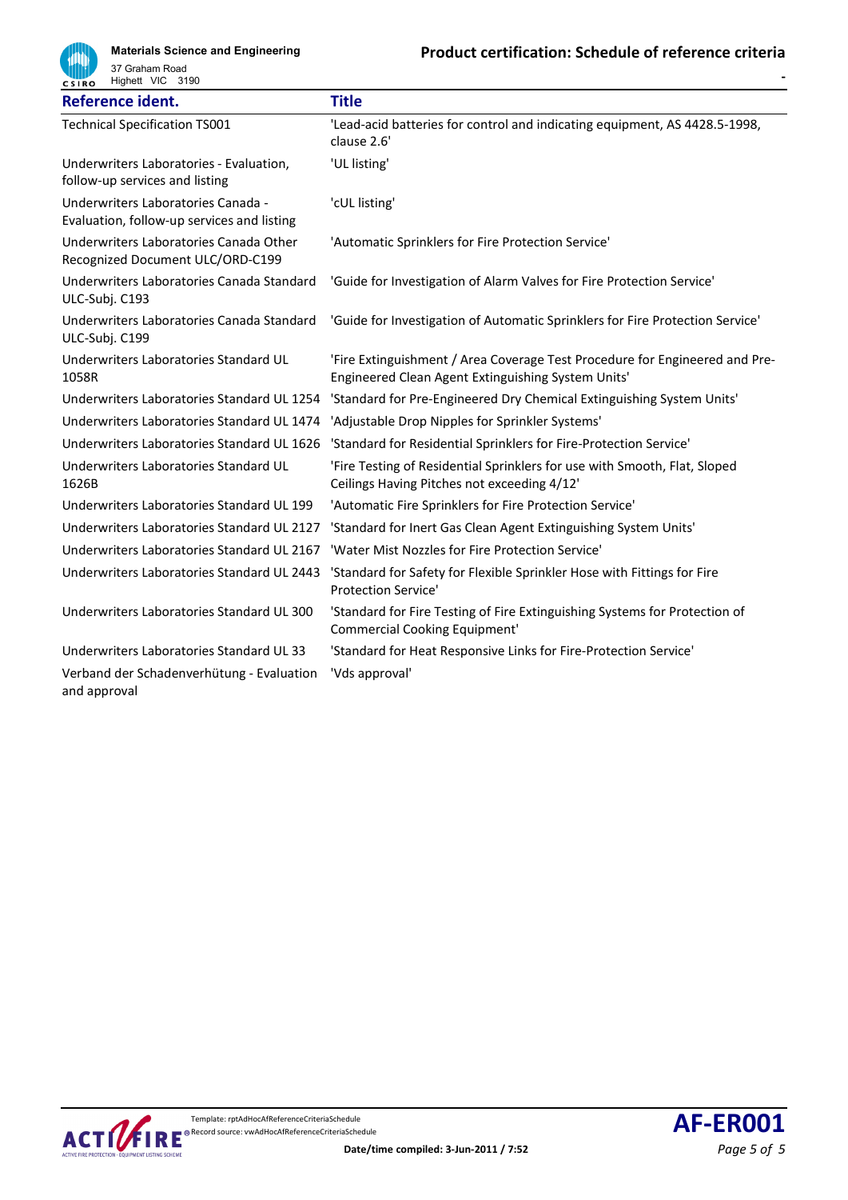| Reference ident. | Title |
|---|---|
| Technical Specification TS001 | 'Lead-acid batteries for control and indicating equipment, AS 4428.5-1998, clause 2.6' |
| Underwriters Laboratories - Evaluation, follow-up services and listing | 'UL listing' |
| Underwriters Laboratories Canada - Evaluation, follow-up services and listing | 'cUL listing' |
| Underwriters Laboratories Canada Other Recognized Document ULC/ORD-C199 | 'Automatic Sprinklers for Fire Protection Service' |
| Underwriters Laboratories Canada Standard ULC-Subj. C193 | 'Guide for Investigation of Alarm Valves for Fire Protection Service' |
| Underwriters Laboratories Canada Standard ULC-Subj. C199 | 'Guide for Investigation of Automatic Sprinklers for Fire Protection Service' |
| Underwriters Laboratories Standard UL 1058R | 'Fire Extinguishment / Area Coverage Test Procedure for Engineered and Pre-Engineered Clean Agent Extinguishing System Units' |
| Underwriters Laboratories Standard UL 1254 | 'Standard for Pre-Engineered Dry Chemical Extinguishing System Units' |
| Underwriters Laboratories Standard UL 1474 | 'Adjustable Drop Nipples for Sprinkler Systems' |
| Underwriters Laboratories Standard UL 1626 | 'Standard for Residential Sprinklers for Fire-Protection Service' |
| Underwriters Laboratories Standard UL 1626B | 'Fire Testing of Residential Sprinklers for use with Smooth, Flat, Sloped Ceilings Having Pitches not exceeding 4/12' |
| Underwriters Laboratories Standard UL 199 | 'Automatic Fire Sprinklers for Fire Protection Service' |
| Underwriters Laboratories Standard UL 2127 | 'Standard for Inert Gas Clean Agent Extinguishing System Units' |
| Underwriters Laboratories Standard UL 2167 | 'Water Mist Nozzles for Fire Protection Service' |
| Underwriters Laboratories Standard UL 2443 | 'Standard for Safety for Flexible Sprinkler Hose with Fittings for Fire Protection Service' |
| Underwriters Laboratories Standard UL 300 | 'Standard for Fire Testing of Fire Extinguishing Systems for Protection of Commercial Cooking Equipment' |
| Underwriters Laboratories Standard UL 33 | 'Standard for Heat Responsive Links for Fire-Protection Service' |
| Verband der Schadenverhütung - Evaluation and approval | 'Vds approval' |

Template: rptAdHocAfReferenceCriteriaSchedule
Record source: vwAdHocAfReferenceCriteriaSchedule

Date/time compiled: 3-Jun-2011 / 7:52